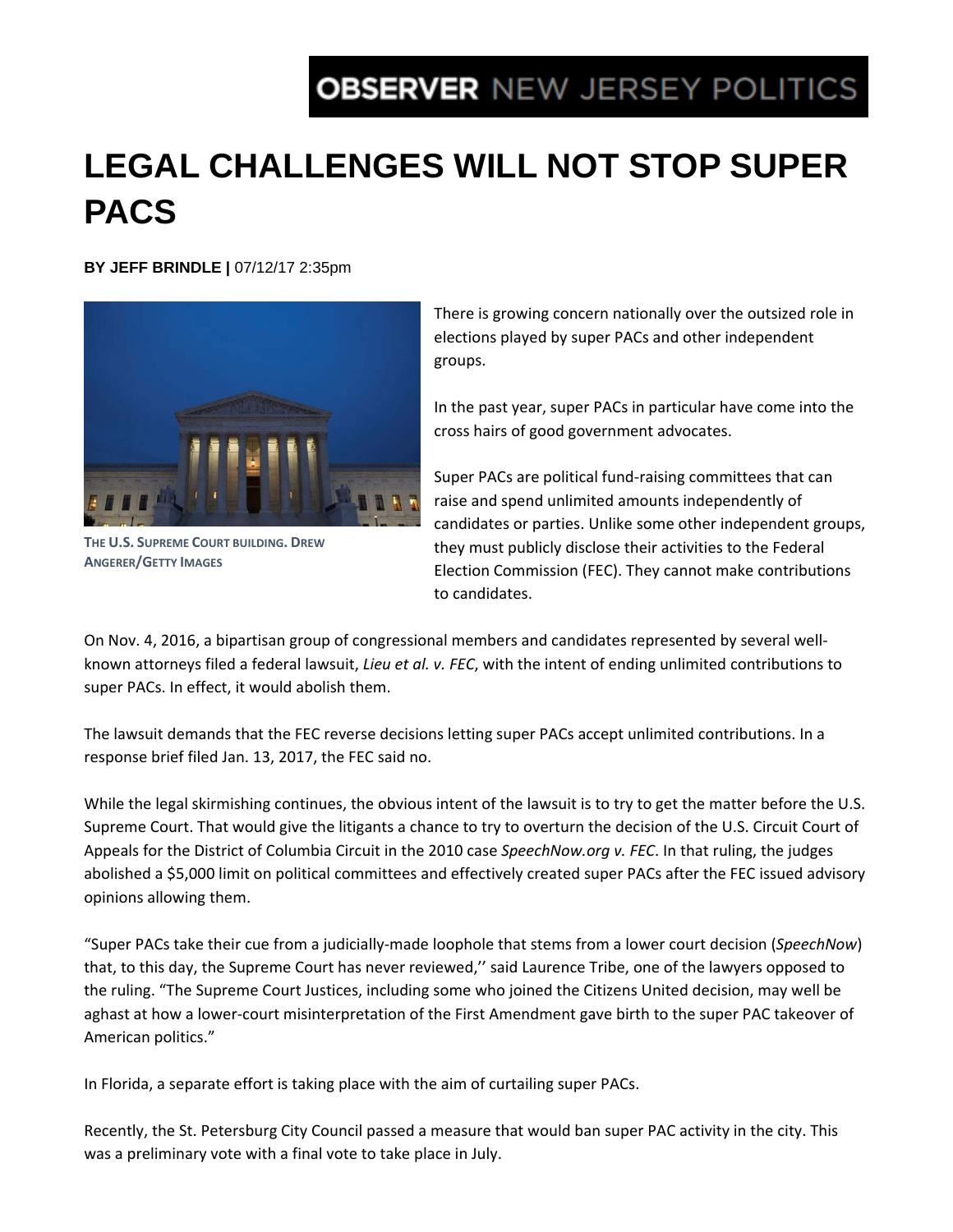OBSERVER NEW JERSEY POLITICS

# LEGAL CHALLENGES WILL NOT STOP SUPER PACS

**BY JEFF BRINDLE |** 07/12/17 2:35pm

THE U.S. SUPREME COURT BUILDING. DREW ANGERER/GETTY IMAGES

There is growing concern nationally over the outsized role in elections played by super PACs and other independent groups.

In the past year, super PACs in particular have come into the cross hairs of good government advocates.

Super PACs are political fund-raising committees that can raise and spend unlimited amounts independently of candidates or parties. Unlike some other independent groups, they must publicly disclose their activities to the Federal Election Commission (FEC). They cannot make contributions to candidates.

On Nov. 4, 2016, a bipartisan group of congressional members and candidates represented by several well-known attorneys filed a federal lawsuit, *Lieu et al. v. FEC*, with the intent of ending unlimited contributions to super PACs. In effect, it would abolish them.

The lawsuit demands that the FEC reverse decisions letting super PACs accept unlimited contributions. In a response brief filed Jan. 13, 2017, the FEC said no.

While the legal skirmishing continues, the obvious intent of the lawsuit is to try to get the matter before the U.S. Supreme Court. That would give the litigants a chance to try to overturn the decision of the U.S. Circuit Court of Appeals for the District of Columbia Circuit in the 2010 case *SpeechNow.org v. FEC*. In that ruling, the judges abolished a $5,000 limit on political committees and effectively created super PACs after the FEC issued advisory opinions allowing them.

“Super PACs take their cue from a judicially-made loophole that stems from a lower court decision (*SpeechNow*) that, to this day, the Supreme Court has never reviewed,’’ said Laurence Tribe, one of the lawyers opposed to the ruling. “The Supreme Court Justices, including some who joined the Citizens United decision, may well be aghast at how a lower-court misinterpretation of the First Amendment gave birth to the super PAC takeover of American politics.”

In Florida, a separate effort is taking place with the aim of curtailing super PACs.

Recently, the St. Petersburg City Council passed a measure that would ban super PAC activity in the city. This was a preliminary vote with a final vote to take place in July.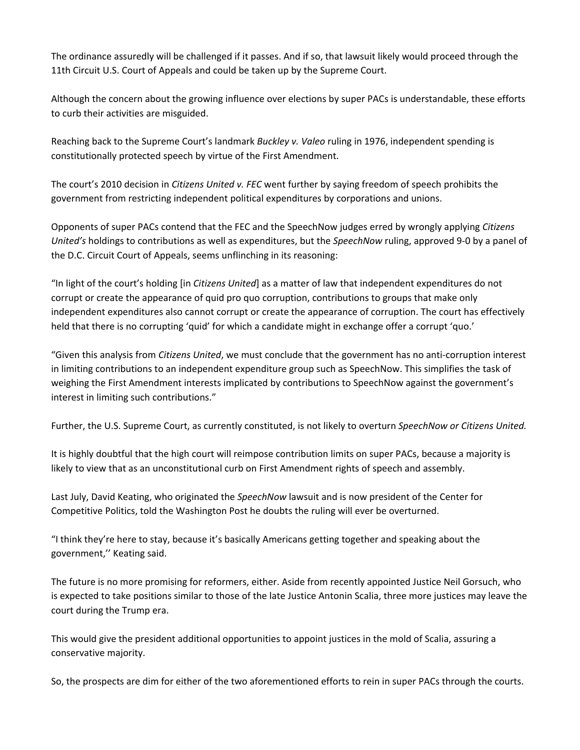The ordinance assuredly will be challenged if it passes. And if so, that lawsuit likely would proceed through the 11th Circuit U.S. Court of Appeals and could be taken up by the Supreme Court.

Although the concern about the growing influence over elections by super PACs is understandable, these efforts to curb their activities are misguided.

Reaching back to the Supreme Court's landmark *Buckley v. Valeo* ruling in 1976, independent spending is constitutionally protected speech by virtue of the First Amendment.

The court's 2010 decision in *Citizens United v. FEC* went further by saying freedom of speech prohibits the government from restricting independent political expenditures by corporations and unions.

Opponents of super PACs contend that the FEC and the SpeechNow judges erred by wrongly applying *Citizens United's* holdings to contributions as well as expenditures, but the *SpeechNow* ruling, approved 9-0 by a panel of the D.C. Circuit Court of Appeals, seems unflinching in its reasoning:

"In light of the court's holding [in *Citizens United*] as a matter of law that independent expenditures do not corrupt or create the appearance of quid pro quo corruption, contributions to groups that make only independent expenditures also cannot corrupt or create the appearance of corruption. The court has effectively held that there is no corrupting 'quid' for which a candidate might in exchange offer a corrupt 'quo.'

"Given this analysis from *Citizens United*, we must conclude that the government has no anti-corruption interest in limiting contributions to an independent expenditure group such as SpeechNow. This simplifies the task of weighing the First Amendment interests implicated by contributions to SpeechNow against the government's interest in limiting such contributions."

Further, the U.S. Supreme Court, as currently constituted, is not likely to overturn *SpeechNow or Citizens United.*

It is highly doubtful that the high court will reimpose contribution limits on super PACs, because a majority is likely to view that as an unconstitutional curb on First Amendment rights of speech and assembly.

Last July, David Keating, who originated the *SpeechNow* lawsuit and is now president of the Center for Competitive Politics, told the Washington Post he doubts the ruling will ever be overturned.

"I think they're here to stay, because it's basically Americans getting together and speaking about the government,'' Keating said.

The future is no more promising for reformers, either. Aside from recently appointed Justice Neil Gorsuch, who is expected to take positions similar to those of the late Justice Antonin Scalia, three more justices may leave the court during the Trump era.

This would give the president additional opportunities to appoint justices in the mold of Scalia, assuring a conservative majority.

So, the prospects are dim for either of the two aforementioned efforts to rein in super PACs through the courts.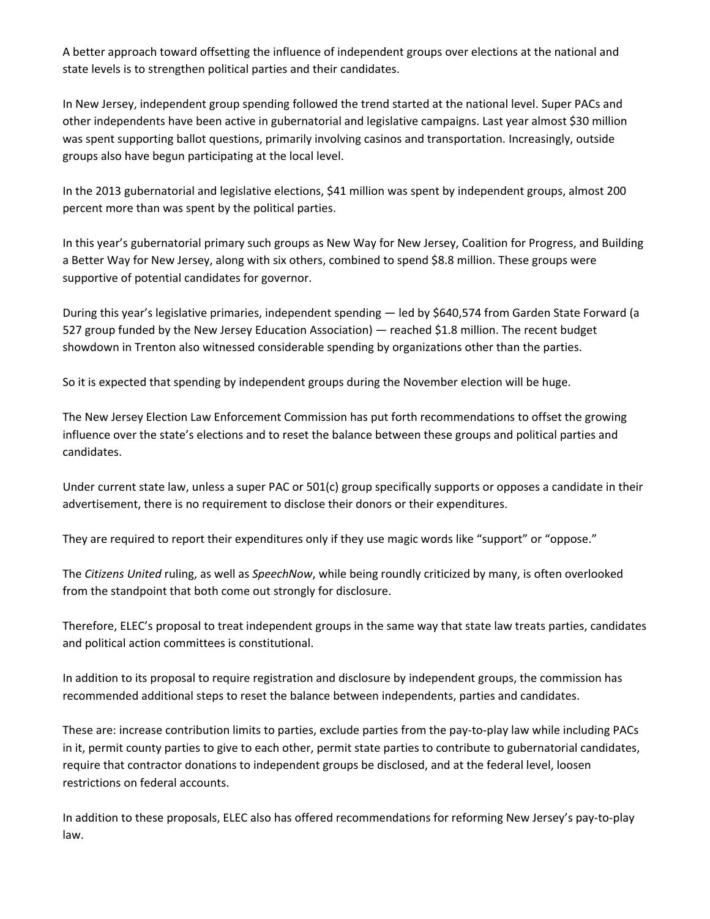A better approach toward offsetting the influence of independent groups over elections at the national and state levels is to strengthen political parties and their candidates.

In New Jersey, independent group spending followed the trend started at the national level. Super PACs and other independents have been active in gubernatorial and legislative campaigns. Last year almost $30 million was spent supporting ballot questions, primarily involving casinos and transportation. Increasingly, outside groups also have begun participating at the local level.

In the 2013 gubernatorial and legislative elections, $41 million was spent by independent groups, almost 200 percent more than was spent by the political parties.

In this year's gubernatorial primary such groups as New Way for New Jersey, Coalition for Progress, and Building a Better Way for New Jersey, along with six others, combined to spend $8.8 million. These groups were supportive of potential candidates for governor.

During this year's legislative primaries, independent spending — led by $640,574 from Garden State Forward (a 527 group funded by the New Jersey Education Association) — reached $1.8 million. The recent budget showdown in Trenton also witnessed considerable spending by organizations other than the parties.

So it is expected that spending by independent groups during the November election will be huge.

The New Jersey Election Law Enforcement Commission has put forth recommendations to offset the growing influence over the state's elections and to reset the balance between these groups and political parties and candidates.

Under current state law, unless a super PAC or 501(c) group specifically supports or opposes a candidate in their advertisement, there is no requirement to disclose their donors or their expenditures.

They are required to report their expenditures only if they use magic words like "support" or "oppose."

The *Citizens United* ruling, as well as *SpeechNow*, while being roundly criticized by many, is often overlooked from the standpoint that both come out strongly for disclosure.

Therefore, ELEC's proposal to treat independent groups in the same way that state law treats parties, candidates and political action committees is constitutional.

In addition to its proposal to require registration and disclosure by independent groups, the commission has recommended additional steps to reset the balance between independents, parties and candidates.

These are: increase contribution limits to parties, exclude parties from the pay-to-play law while including PACs in it, permit county parties to give to each other, permit state parties to contribute to gubernatorial candidates, require that contractor donations to independent groups be disclosed, and at the federal level, loosen restrictions on federal accounts.

In addition to these proposals, ELEC also has offered recommendations for reforming New Jersey's pay-to-play law.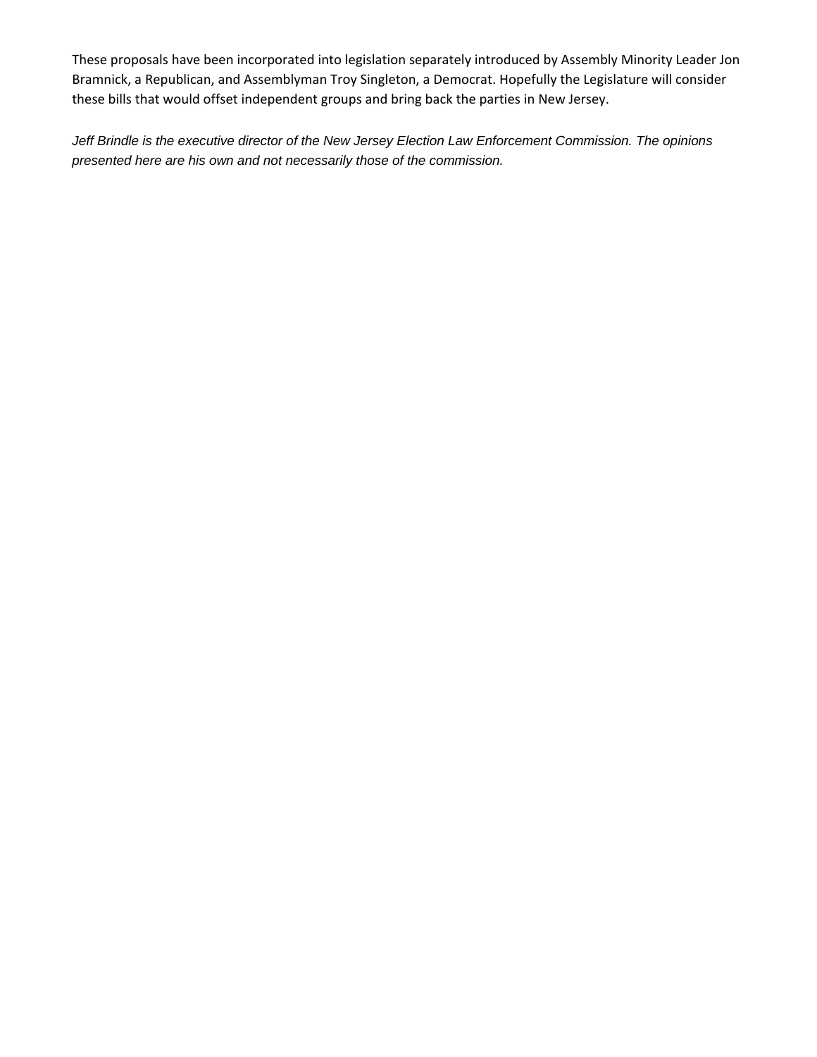These proposals have been incorporated into legislation separately introduced by Assembly Minority Leader Jon Bramnick, a Republican, and Assemblyman Troy Singleton, a Democrat. Hopefully the Legislature will consider these bills that would offset independent groups and bring back the parties in New Jersey.

*Jeff Brindle is the executive director of the New Jersey Election Law Enforcement Commission. The opinions presented here are his own and not necessarily those of the commission.*